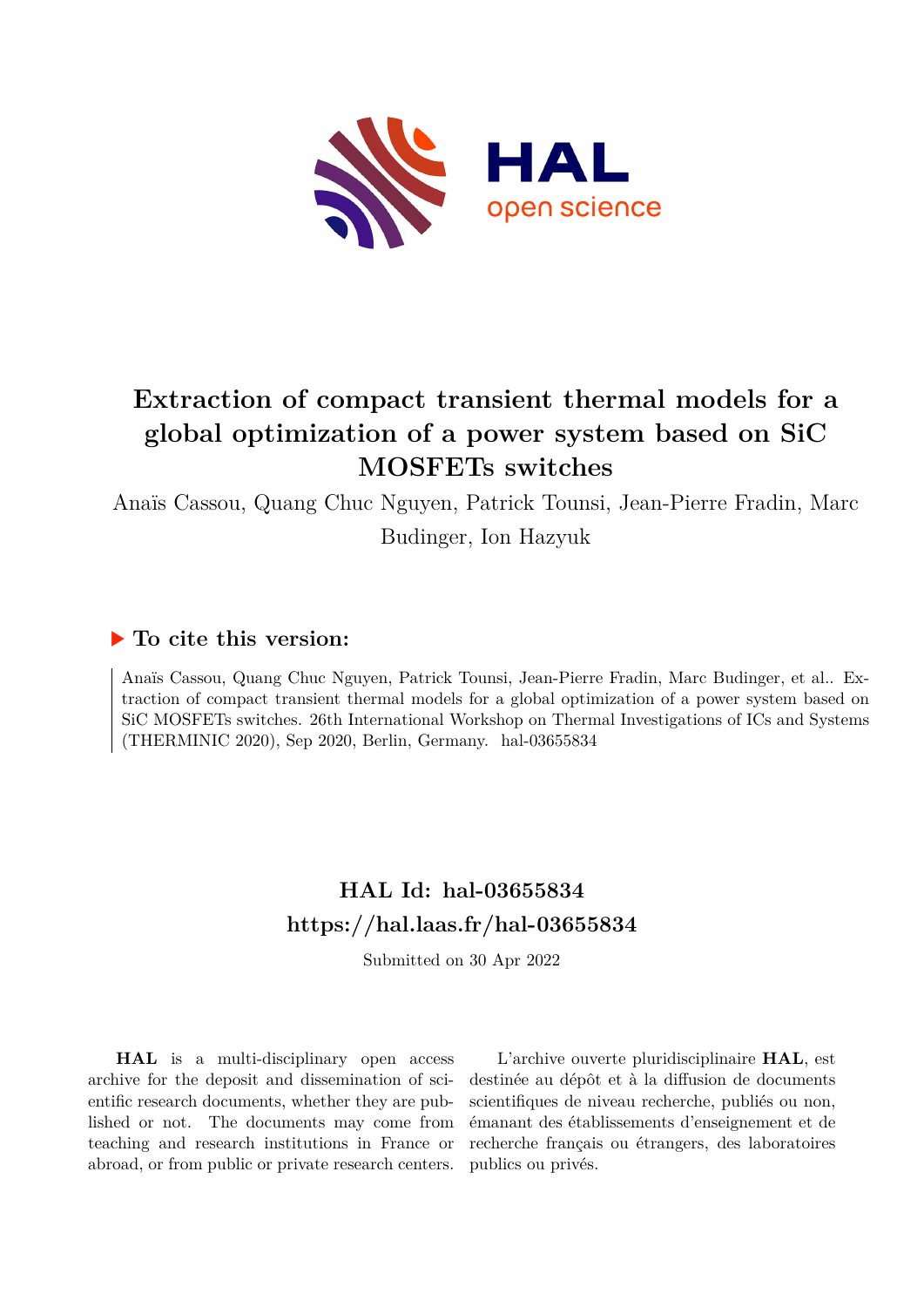# Extraction of compact transient thermal models for a global optimization of a power system based on SiC MOSFETs switches

Anaïs Cassou, Quang Chuc Nguyen, Patrick Tounsi, Jean-Pierre Fradin, Marc Budinger, Ion Hazyuk

## ▶ To cite this version:

Anaïs Cassou, Quang Chuc Nguyen, Patrick Tounsi, Jean-Pierre Fradin, Marc Budinger, et al.. Extraction of compact transient thermal models for a global optimization of a power system based on SiC MOSFETs switches. 26th International Workshop on Thermal Investigations of ICs and Systems (THERMINIC 2020), Sep 2020, Berlin, Germany. hal-03655834

## HAL Id: hal-03655834
## https://hal.laas.fr/hal-03655834

Submitted on 30 Apr 2022

**HAL** is a multi-disciplinary open access archive for the deposit and dissemination of scientific research documents, whether they are published or not. The documents may come from teaching and research institutions in France or abroad, or from public or private research centers.

L'archive ouverte pluridisciplinaire **HAL**, est destinée au dépôt et à la diffusion de documents scientifiques de niveau recherche, publiés ou non, émanant des établissements d'enseignement et de recherche français ou étrangers, des laboratoires publics ou privés.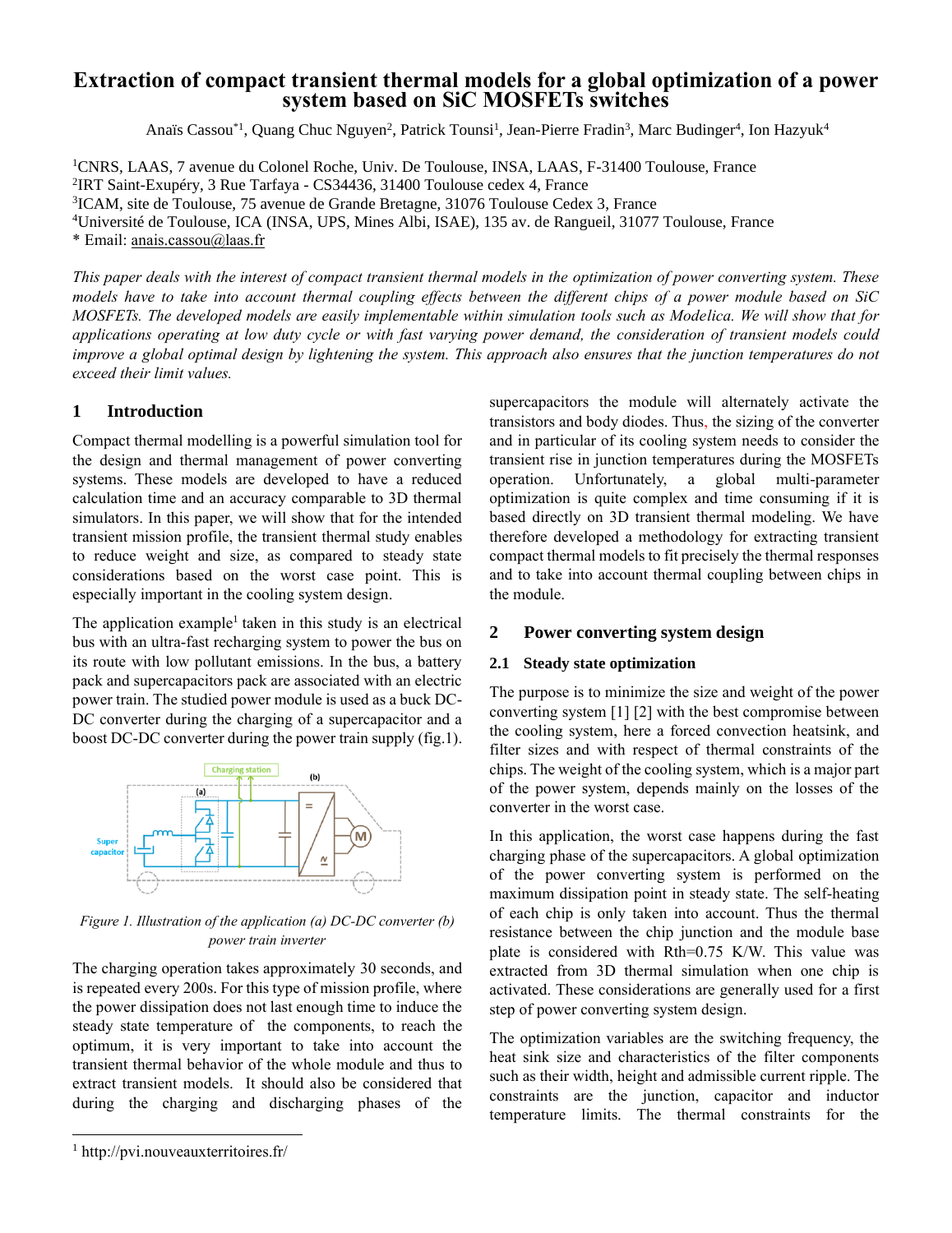# Extraction of compact transient thermal models for a global optimization of a power system based on SiC MOSFETs switches

Anaïs Cassou*[1], Quang Chuc Nguyen[2], Patrick Tounsi[1], Jean-Pierre Fradin[3], Marc Budinger[4], Ion Hazyuk[4]

[1]CNRS, LAAS, 7 avenue du Colonel Roche, Univ. De Toulouse, INSA, LAAS, F-31400 Toulouse, France
[2]IRT Saint-Exupéry, 3 Rue Tarfaya - CS34436, 31400 Toulouse cedex 4, France
[3]ICAM, site de Toulouse, 75 avenue de Grande Bretagne, 31076 Toulouse Cedex 3, France
[4]Université de Toulouse, ICA (INSA, UPS, Mines Albi, ISAE), 135 av. de Rangueil, 31077 Toulouse, France
* Email: anais.cassou@laas.fr

*This paper deals with the interest of compact transient thermal models in the optimization of power converting system. These models have to take into account thermal coupling effects between the different chips of a power module based on SiC MOSFETs. The developed models are easily implementable within simulation tools such as Modelica. We will show that for applications operating at low duty cycle or with fast varying power demand, the consideration of transient models could improve a global optimal design by lightening the system. This approach also ensures that the junction temperatures do not exceed their limit values.*

## 1 Introduction

Compact thermal modelling is a powerful simulation tool for the design and thermal management of power converting systems. These models are developed to have a reduced calculation time and an accuracy comparable to 3D thermal simulators. In this paper, we will show that for the intended transient mission profile, the transient thermal study enables to reduce weight and size, as compared to steady state considerations based on the worst case point. This is especially important in the cooling system design.

The application example[1] taken in this study is an electrical bus with an ultra-fast recharging system to power the bus on its route with low pollutant emissions. In the bus, a battery pack and supercapacitors pack are associated with an electric power train. The studied power module is used as a buck DC-DC converter during the charging of a supercapacitor and a boost DC-DC converter during the power train supply (fig.1).

Figure 1. Illustration of the application (a) DC-DC converter (b) power train inverter

The charging operation takes approximately 30 seconds, and is repeated every 200s. For this type of mission profile, where the power dissipation does not last enough time to induce the steady state temperature of the components, to reach the optimum, it is very important to take into account the transient thermal behavior of the whole module and thus to extract transient models. It should also be considered that during the charging and discharging phases of the supercapacitors the module will alternately activate the transistors and body diodes. Thus, the sizing of the converter and in particular of its cooling system needs to consider the transient rise in junction temperatures during the MOSFETs operation. Unfortunately, a global multi-parameter optimization is quite complex and time consuming if it is based directly on 3D transient thermal modeling. We have therefore developed a methodology for extracting transient compact thermal models to fit precisely the thermal responses and to take into account thermal coupling between chips in the module.

## 2 Power converting system design

### 2.1 Steady state optimization

The purpose is to minimize the size and weight of the power converting system [1] [2] with the best compromise between the cooling system, here a forced convection heatsink, and filter sizes and with respect of thermal constraints of the chips. The weight of the cooling system, which is a major part of the power system, depends mainly on the losses of the converter in the worst case.

In this application, the worst case happens during the fast charging phase of the supercapacitors. A global optimization of the power converting system is performed on the maximum dissipation point in steady state. The self-heating of each chip is only taken into account. Thus the thermal resistance between the chip junction and the module base plate is considered with Rth=0.75 K/W. This value was extracted from 3D thermal simulation when one chip is activated. These considerations are generally used for a first step of power converting system design.

The optimization variables are the switching frequency, the heat sink size and characteristics of the filter components such as their width, height and admissible current ripple. The constraints are the junction, capacitor and inductor temperature limits. The thermal constraints for the

[1] http://pvi.nouveauxterritoires.fr/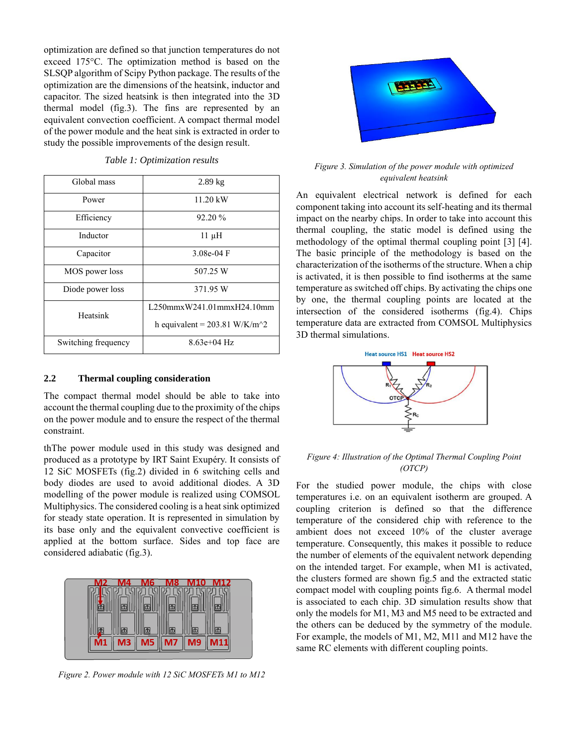optimization are defined so that junction temperatures do not exceed 175°C. The optimization method is based on the SLSQP algorithm of Scipy Python package. The results of the optimization are the dimensions of the heatsink, inductor and capacitor. The sized heatsink is then integrated into the 3D thermal model (fig.3). The fins are represented by an equivalent convection coefficient. A compact thermal model of the power module and the heat sink is extracted in order to study the possible improvements of the design result.

*Table 1: Optimization results*

| Global mass | 2.89 kg |
|---|---|
| Power | 11.20 kW |
| Efficiency | 92.20 % |
| Inductor | 11 µH |
| Capacitor | 3.08e-04 F |
| MOS power loss | 507.25 W |
| Diode power loss | 371.95 W |
| Heatsink | L250mmxW241.01mmxH24.10mm<br>h equivalent = 203.81 W/K/m^2 |
| Switching frequency | 8.63e+04 Hz |

## 2.2 Thermal coupling consideration

The compact thermal model should be able to take into account the thermal coupling due to the proximity of the chips on the power module and to ensure the respect of the thermal constraint.

thThe power module used in this study was designed and produced as a prototype by IRT Saint Exupéry. It consists of 12 SiC MOSFETs (fig.2) divided in 6 switching cells and body diodes are used to avoid additional diodes. A 3D modelling of the power module is realized using COMSOL Multiphysics. The considered cooling is a heat sink optimized for steady state operation. It is represented in simulation by its base only and the equivalent convective coefficient is applied at the bottom surface. Sides and top face are considered adiabatic (fig.3).

*Figure 2. Power module with 12 SiC MOSFETs M1 to M12*

*Figure 3. Simulation of the power module with optimized equivalent heatsink*

An equivalent electrical network is defined for each component taking into account its self-heating and its thermal impact on the nearby chips. In order to take into account this thermal coupling, the static model is defined using the methodology of the optimal thermal coupling point [3] [4]. The basic principle of the methodology is based on the characterization of the isotherms of the structure. When a chip is activated, it is then possible to find isotherms at the same temperature as switched off chips. By activating the chips one by one, the thermal coupling points are located at the intersection of the considered isotherms (fig.4). Chips temperature data are extracted from COMSOL Multiphysics 3D thermal simulations.

*Figure 4: Illustration of the Optimal Thermal Coupling Point (OTCP)*

For the studied power module, the chips with close temperatures i.e. on an equivalent isotherm are grouped. A coupling criterion is defined so that the difference temperature of the considered chip with reference to the ambient does not exceed 10% of the cluster average temperature. Consequently, this makes it possible to reduce the number of elements of the equivalent network depending on the intended target. For example, when M1 is activated, the clusters formed are shown fig.5 and the extracted static compact model with coupling points fig.6. A thermal model is associated to each chip. 3D simulation results show that only the models for M1, M3 and M5 need to be extracted and the others can be deduced by the symmetry of the module. For example, the models of M1, M2, M11 and M12 have the same RC elements with different coupling points.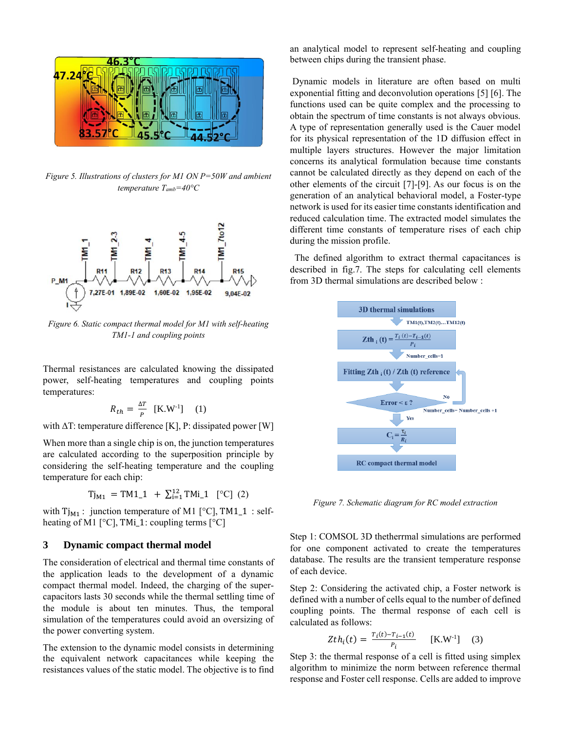Figure 5. Illustrations of clusters for M1 ON P=50W and ambient temperature $T_{amb}$=40°C

Figure 6. Static compact thermal model for M1 with self-heating TM1-1 and coupling points

Thermal resistances are calculated knowing the dissipated power, self-heating temperatures and coupling points temperatures:

$$R_{th} = \frac{\Delta T}{P} \quad [\text{K.W}^{-1}] \quad (1)$$

with ΔT: temperature difference [K], P: dissipated power [W]

When more than a single chip is on, the junction temperatures are calculated according to the superposition principle by considering the self-heating temperature and the coupling temperature for each chip:

$$\text{Tj}_{\text{M1}} = \text{TM1\_1} + \sum_{i=1}^{12} \text{TMi\_1} \quad [°\text{C}] \quad (2)$$

with $\text{Tj}_{\text{M1}}$ : junction temperature of M1 [°C], TM1_1 : self-heating of M1 [°C], TMi_1: coupling terms [°C]

## 3 Dynamic compact thermal model

The consideration of electrical and thermal time constants of the application leads to the development of a dynamic compact thermal model. Indeed, the charging of the super-capacitors lasts 30 seconds while the thermal settling time of the module is about ten minutes. Thus, the temporal simulation of the temperatures could avoid an oversizing of the power converting system.

The extension to the dynamic model consists in determining the equivalent network capacitances while keeping the resistances values of the static model. The objective is to find an analytical model to represent self-heating and coupling between chips during the transient phase.

Dynamic models in literature are often based on multi exponential fitting and deconvolution operations [5] [6]. The functions used can be quite complex and the processing to obtain the spectrum of time constants is not always obvious. A type of representation generally used is the Cauer model for its physical representation of the 1D diffusion effect in multiple layers structures. However the major limitation concerns its analytical formulation because time constants cannot be calculated directly as they depend on each of the other elements of the circuit [7]-[9]. As our focus is on the generation of an analytical behavioral model, a Foster-type network is used for its easier time constants identification and reduced calculation time. The extracted model simulates the different time constants of temperature rises of each chip during the mission profile.

The defined algorithm to extract thermal capacitances is described in fig.7. The steps for calculating cell elements from 3D thermal simulations are described below :

Figure 7. Schematic diagram for RC model extraction

Step 1: COMSOL 3D thethermral simulations are performed for one component activated to create the temperatures database. The results are the transient temperature response of each device.

Step 2: Considering the activated chip, a Foster network is defined with a number of cells equal to the number of defined coupling points. The thermal response of each cell is calculated as follows:

$$Zth_i(t) = \frac{T_i(t) - T_{i-1}(t)}{P_i} \quad [\text{K.W}^{-1}] \quad (3)$$

Step 3: the thermal response of a cell is fitted using simplex algorithm to minimize the norm between reference thermal response and Foster cell response. Cells are added to improve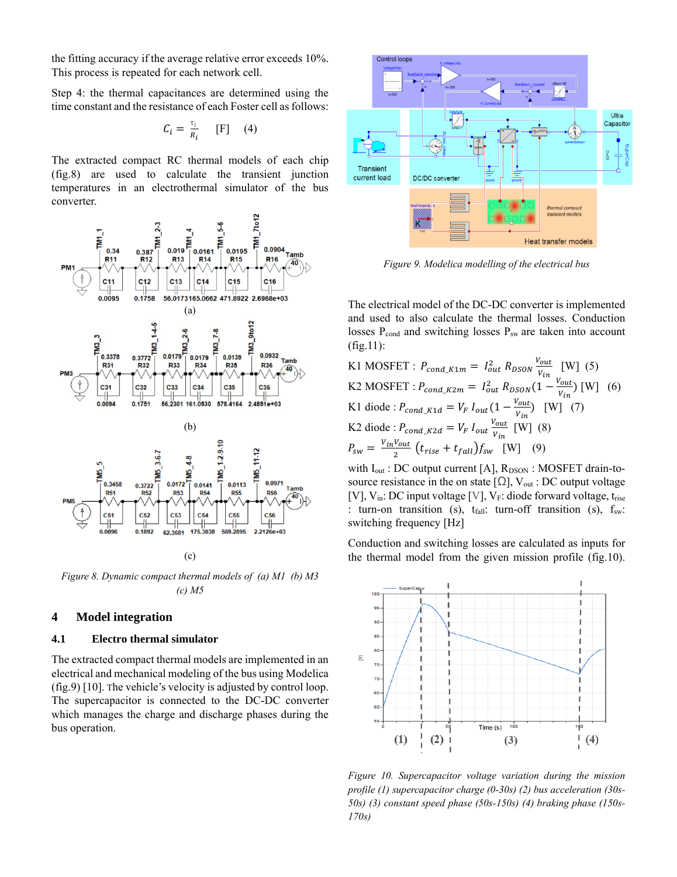the fitting accuracy if the average relative error exceeds 10%. This process is repeated for each network cell.

Step 4: the thermal capacitances are determined using the time constant and the resistance of each Foster cell as follows:

$$C_i = \frac{\tau_i}{R_i} \quad [F] \quad (4)$$

The extracted compact RC thermal models of each chip (fig.8) are used to calculate the transient junction temperatures in an electrothermal simulator of the bus converter.

Figure 8. Dynamic compact thermal models of (a) M1 (b) M3 (c) M5

## 4 Model integration

### 4.1 Electro thermal simulator

The extracted compact thermal models are implemented in an electrical and mechanical modeling of the bus using Modelica (fig.9) [10]. The vehicle's velocity is adjusted by control loop. The supercapacitor is connected to the DC-DC converter which manages the charge and discharge phases during the bus operation.

Figure 9. Modelica modelling of the electrical bus

The electrical model of the DC-DC converter is implemented and used to also calculate the thermal losses. Conduction losses $P_{cond}$ and switching losses $P_{sw}$ are taken into account (fig.11):

K1 MOSFET : $P_{cond\_K1m} = I_{out}^2 \, R_{DSON} \frac{V_{out}}{V_{in}}$ [W] (5)

K2 MOSFET : $P_{cond\_K2m} = I_{out}^2 \, R_{DSON}(1 - \frac{V_{out}}{V_{in}})$ [W] (6)

K1 diode : $P_{cond\_K1d} = V_F \, I_{out}(1 - \frac{V_{out}}{V_{in}})$ [W] (7)

K2 diode : $P_{cond\_K2d} = V_F \, I_{out} \frac{V_{out}}{V_{in}}$ [W] (8)

$P_{sw} = \frac{V_{in} V_{out}}{2} (t_{rise} + t_{fall}) f_{sw}$ [W] (9)

with $I_{out}$ : DC output current [A], $R_{DSON}$ : MOSFET drain-to-source resistance in the on state [Ω], $V_{out}$ : DC output voltage [V], $V_{in}$: DC input voltage [V], $V_F$: diode forward voltage, $t_{rise}$ : turn-on transition (s), $t_{fall}$: turn-off transition (s), $f_{sw}$: switching frequency [Hz]

Conduction and switching losses are calculated as inputs for the thermal model from the given mission profile (fig.10).

Figure 10. Supercapacitor voltage variation during the mission profile (1) supercapacitor charge (0-30s) (2) bus acceleration (30s-50s) (3) constant speed phase (50s-150s) (4) braking phase (150s-170s)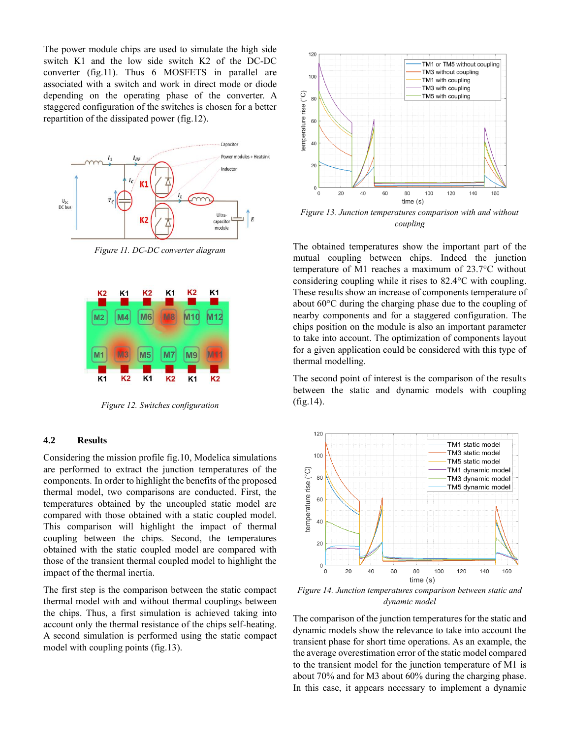The power module chips are used to simulate the high side switch K1 and the low side switch K2 of the DC-DC converter (fig.11). Thus 6 MOSFETS in parallel are associated with a switch and work in direct mode or diode depending on the operating phase of the converter. A staggered configuration of the switches is chosen for a better repartition of the dissipated power (fig.12).

*Figure 11. DC-DC converter diagram*

*Figure 12. Switches configuration*

### 4.2 Results

Considering the mission profile fig.10, Modelica simulations are performed to extract the junction temperatures of the components. In order to highlight the benefits of the proposed thermal model, two comparisons are conducted. First, the temperatures obtained by the uncoupled static model are compared with those obtained with a static coupled model. This comparison will highlight the impact of thermal coupling between the chips. Second, the temperatures obtained with the static coupled model are compared with those of the transient thermal coupled model to highlight the impact of the thermal inertia.

The first step is the comparison between the static compact thermal model with and without thermal couplings between the chips. Thus, a first simulation is achieved taking into account only the thermal resistance of the chips self-heating. A second simulation is performed using the static compact model with coupling points (fig.13).

*Figure 13. Junction temperatures comparison with and without coupling*

The obtained temperatures show the important part of the mutual coupling between chips. Indeed the junction temperature of M1 reaches a maximum of 23.7°C without considering coupling while it rises to 82.4°C with coupling. These results show an increase of components temperature of about 60°C during the charging phase due to the coupling of nearby components and for a staggered configuration. The chips position on the module is also an important parameter to take into account. The optimization of components layout for a given application could be considered with this type of thermal modelling.

The second point of interest is the comparison of the results between the static and dynamic models with coupling (fig.14).

*Figure 14. Junction temperatures comparison between static and dynamic model*

The comparison of the junction temperatures for the static and dynamic models show the relevance to take into account the transient phase for short time operations. As an example, the the average overestimation error of the static model compared to the transient model for the junction temperature of M1 is about 70% and for M3 about 60% during the charging phase. In this case, it appears necessary to implement a dynamic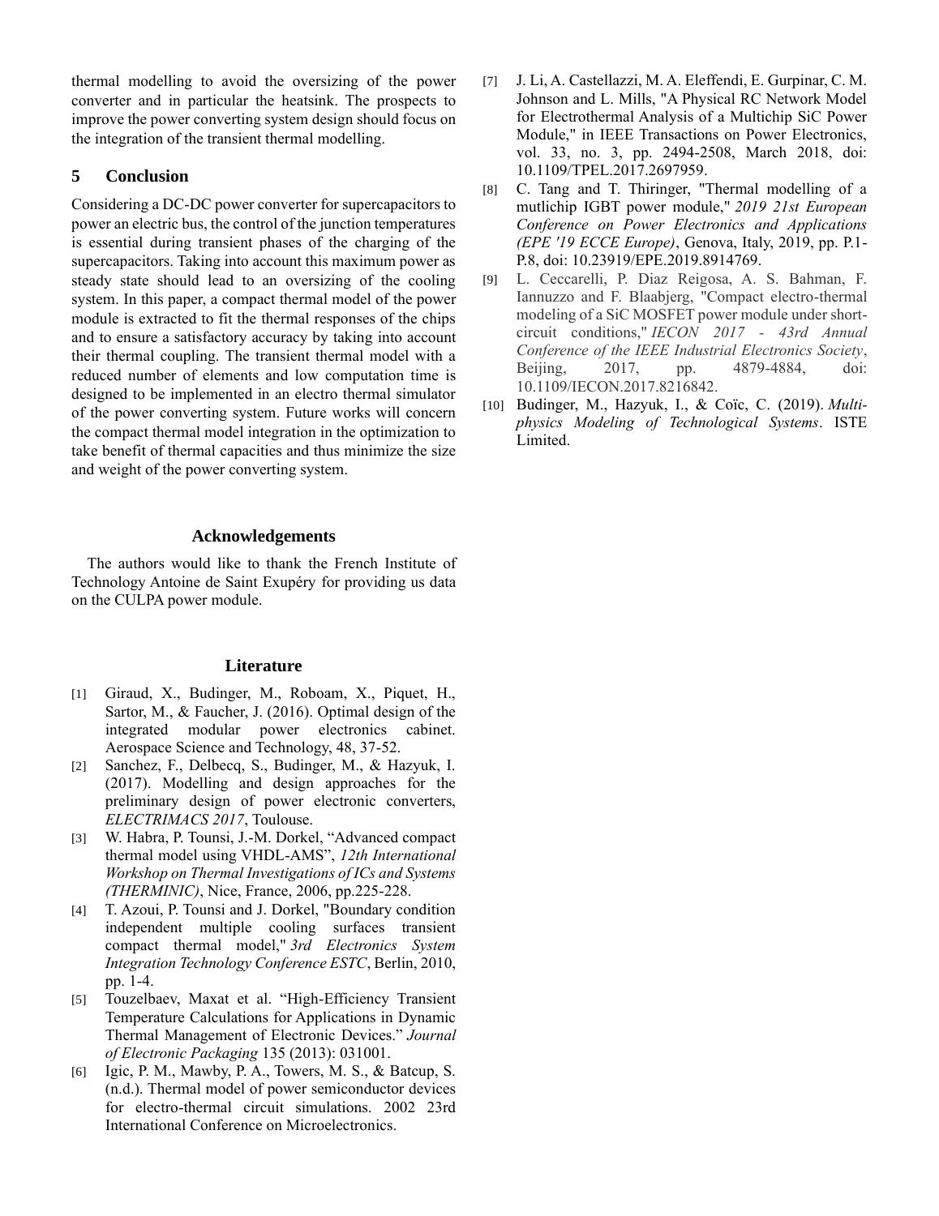thermal modelling to avoid the oversizing of the power converter and in particular the heatsink. The prospects to improve the power converting system design should focus on the integration of the transient thermal modelling.

## 5 Conclusion

Considering a DC-DC power converter for supercapacitors to power an electric bus, the control of the junction temperatures is essential during transient phases of the charging of the supercapacitors. Taking into account this maximum power as steady state should lead to an oversizing of the cooling system. In this paper, a compact thermal model of the power module is extracted to fit the thermal responses of the chips and to ensure a satisfactory accuracy by taking into account their thermal coupling. The transient thermal model with a reduced number of elements and low computation time is designed to be implemented in an electro thermal simulator of the power converting system. Future works will concern the compact thermal model integration in the optimization to take benefit of thermal capacities and thus minimize the size and weight of the power converting system.

## Acknowledgements

The authors would like to thank the French Institute of Technology Antoine de Saint Exupéry for providing us data on the CULPA power module.

## Literature

[1] Giraud, X., Budinger, M., Roboam, X., Piquet, H., Sartor, M., & Faucher, J. (2016). Optimal design of the integrated modular power electronics cabinet. Aerospace Science and Technology, 48, 37-52.

[2] Sanchez, F., Delbecq, S., Budinger, M., & Hazyuk, I. (2017). Modelling and design approaches for the preliminary design of power electronic converters, *ELECTRIMACS 2017*, Toulouse.

[3] W. Habra, P. Tounsi, J.-M. Dorkel, "Advanced compact thermal model using VHDL-AMS", *12th International Workshop on Thermal Investigations of ICs and Systems (THERMINIC)*, Nice, France, 2006, pp.225-228.

[4] T. Azoui, P. Tounsi and J. Dorkel, "Boundary condition independent multiple cooling surfaces transient compact thermal model," *3rd Electronics System Integration Technology Conference ESTC*, Berlin, 2010, pp. 1-4.

[5] Touzelbaev, Maxat et al. "High-Efficiency Transient Temperature Calculations for Applications in Dynamic Thermal Management of Electronic Devices." *Journal of Electronic Packaging* 135 (2013): 031001.

[6] Igic, P. M., Mawby, P. A., Towers, M. S., & Batcup, S. (n.d.). Thermal model of power semiconductor devices for electro-thermal circuit simulations. 2002 23rd International Conference on Microelectronics.

[7] J. Li, A. Castellazzi, M. A. Eleffendi, E. Gurpinar, C. M. Johnson and L. Mills, "A Physical RC Network Model for Electrothermal Analysis of a Multichip SiC Power Module," in IEEE Transactions on Power Electronics, vol. 33, no. 3, pp. 2494-2508, March 2018, doi: 10.1109/TPEL.2017.2697959.

[8] C. Tang and T. Thiringer, "Thermal modelling of a mutlichip IGBT power module," *2019 21st European Conference on Power Electronics and Applications (EPE '19 ECCE Europe)*, Genova, Italy, 2019, pp. P.1-P.8, doi: 10.23919/EPE.2019.8914769.

[9] L. Ceccarelli, P. Diaz Reigosa, A. S. Bahman, F. Iannuzzo and F. Blaabjerg, "Compact electro-thermal modeling of a SiC MOSFET power module under short-circuit conditions," *IECON 2017 - 43rd Annual Conference of the IEEE Industrial Electronics Society*, Beijing, 2017, pp. 4879-4884, doi: 10.1109/IECON.2017.8216842.

[10] Budinger, M., Hazyuk, I., & Coïc, C. (2019). *Multi-physics Modeling of Technological Systems*. ISTE Limited.